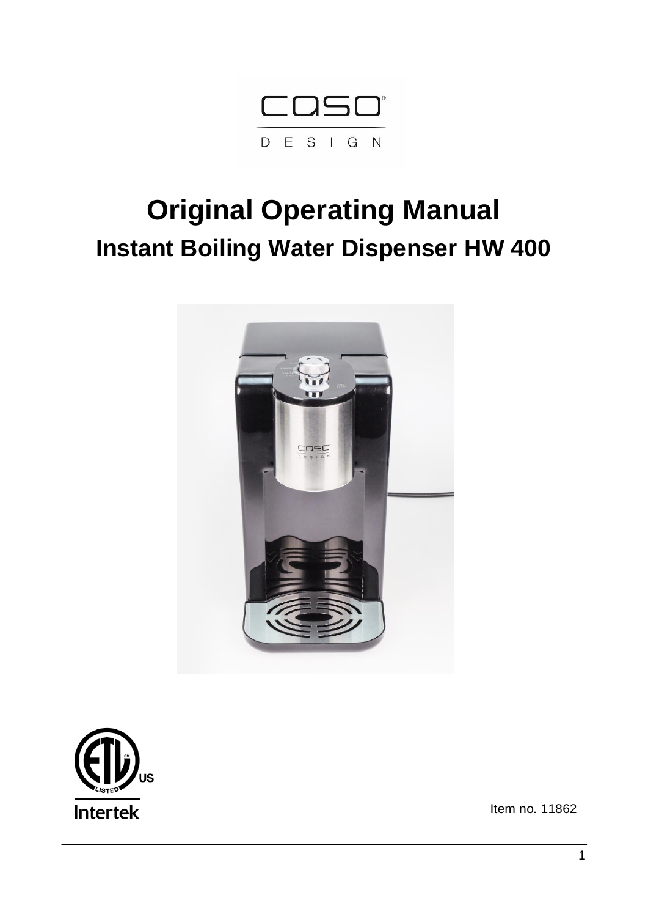# Original Operating Manual

## Instant Boiling Water Dispenser HW 400

Item no. 11862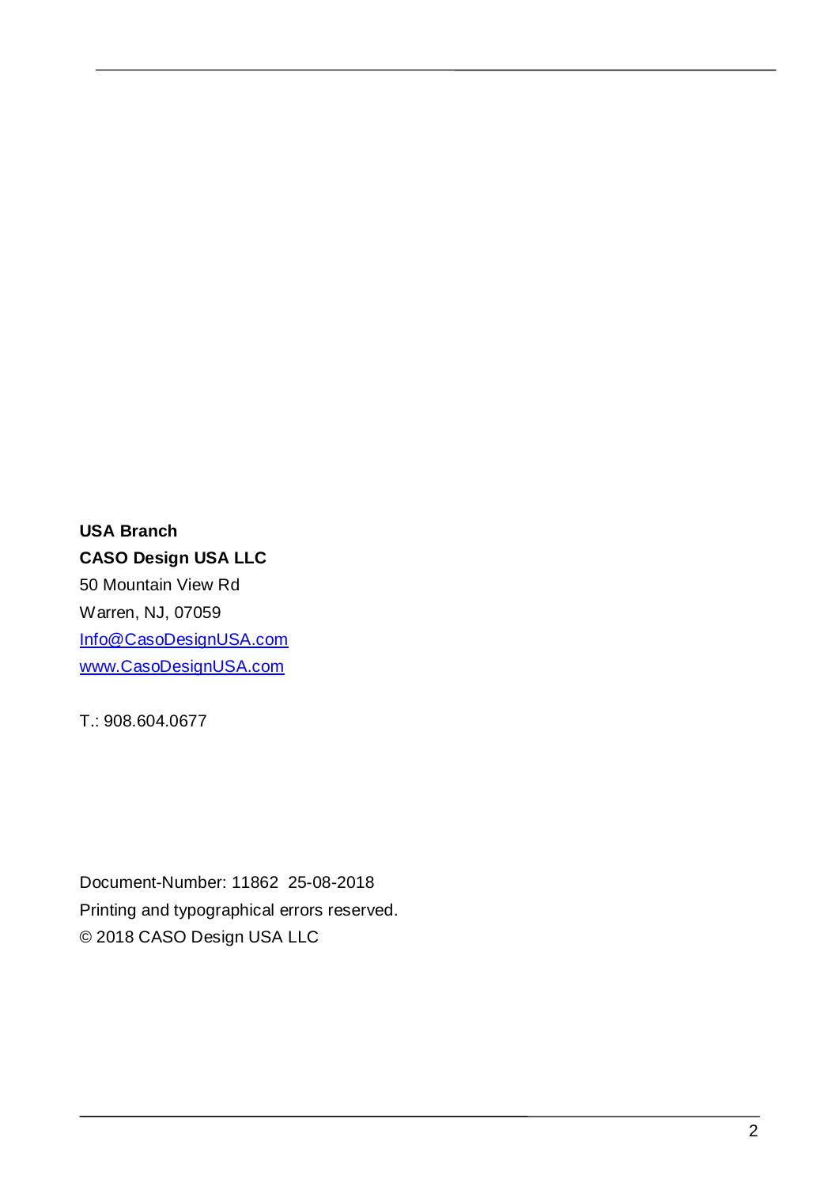**USA Branch**
**CASO Design USA LLC**
50 Mountain View Rd
Warren, NJ, 07059
[Info@CasoDesignUSA.com](mailto:Info@CasoDesignUSA.com)
[www.CasoDesignUSA.com](http://www.CasoDesignUSA.com)

T.: 908.604.0677

Document-Number: 11862 25-08-2018
Printing and typographical errors reserved.
© 2018 CASO Design USA LLC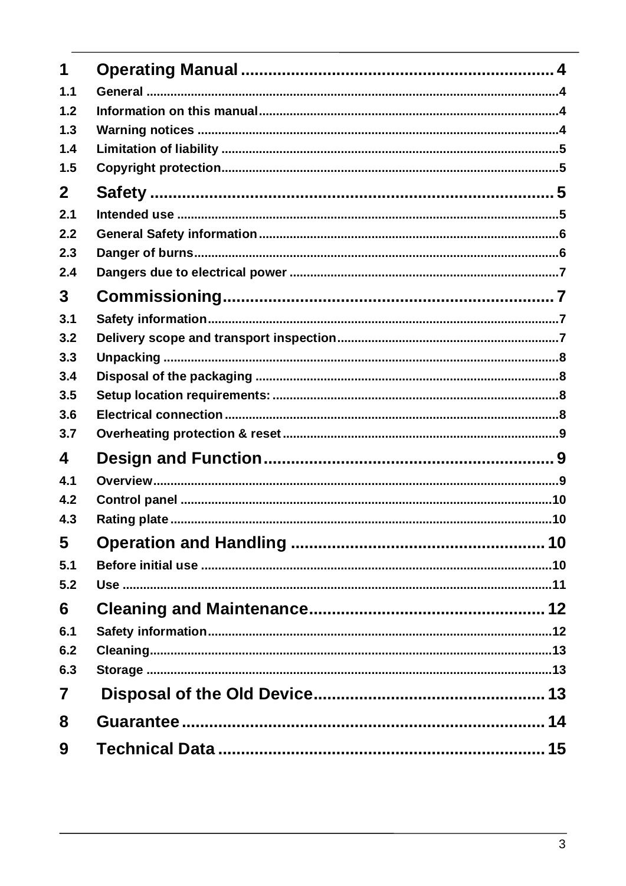1 Operating Manual ..................................................................... 4
1.1 General ..................................................................................................... 4
1.2 Information on this manual ..................................................................... 4
1.3 Warning notices ....................................................................................... 4
1.4 Limitation of liability ................................................................................ 5
1.5 Copyright protection ................................................................................ 5

2 Safety ........................................................................................... 5
2.1 Intended use ............................................................................................ 5
2.2 General Safety information ..................................................................... 6
2.3 Danger of burns ........................................................................................ 6
2.4 Dangers due to electrical power ............................................................ 7

3 Commissioning ........................................................................... 7
3.1 Safety information .................................................................................... 7
3.2 Delivery scope and transport inspection ............................................... 7
3.3 Unpacking ................................................................................................. 8
3.4 Disposal of the packaging ....................................................................... 8
3.5 Setup location requirements: .................................................................. 8
3.6 Electrical connection ............................................................................... 8
3.7 Overheating protection & reset ............................................................... 9

4 Design and Function .................................................................. 9
4.1 Overview ................................................................................................... 9
4.2 Control panel .......................................................................................... 10
4.3 Rating plate ............................................................................................. 10

5 Operation and Handling .......................................................... 10
5.1 Before initial use ..................................................................................... 10
5.2 Use ........................................................................................................... 11

6 Cleaning and Maintenance ...................................................... 12
6.1 Safety information .................................................................................. 12
6.2 Cleaning .................................................................................................. 13
6.3 Storage .................................................................................................... 13

7 Disposal of the Old Device ..................................................... 13

8 Guarantee .................................................................................. 14

9 Technical Data .......................................................................... 15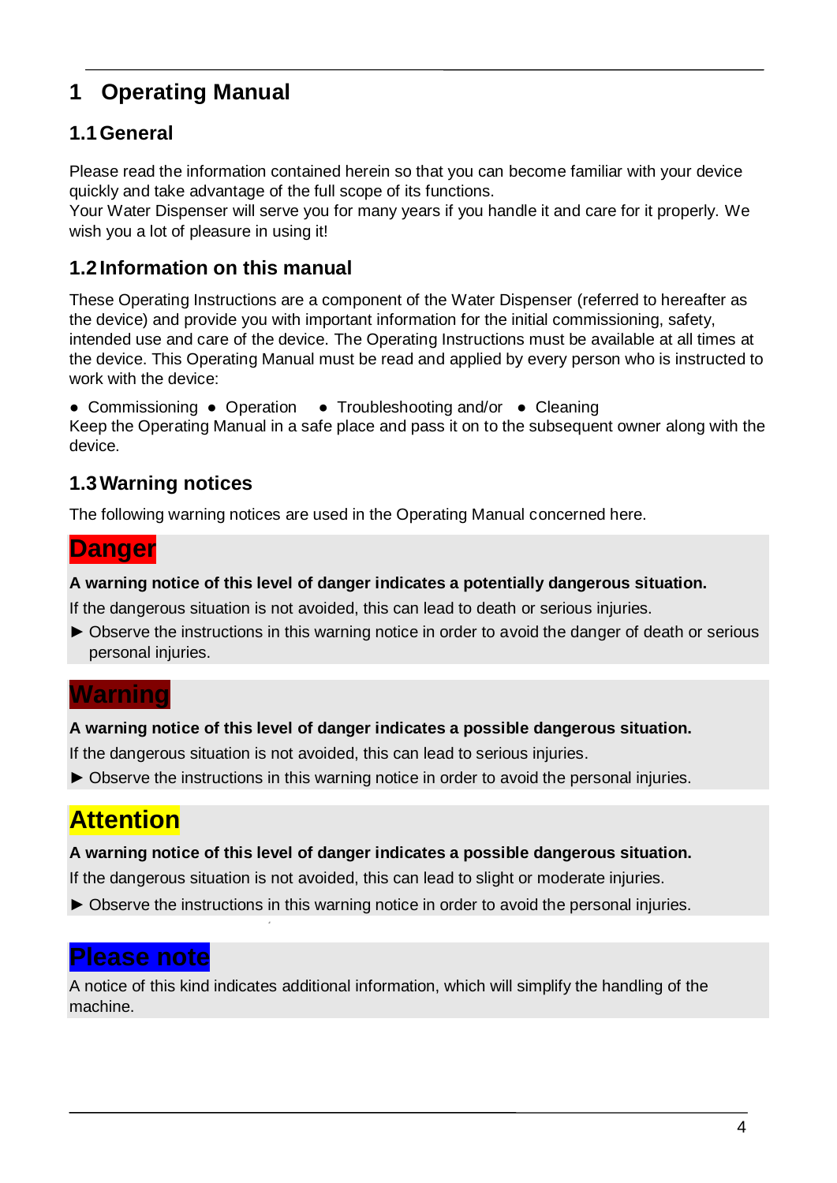# 1 Operating Manual

## 1.1 General

Please read the information contained herein so that you can become familiar with your device quickly and take advantage of the full scope of its functions.
Your Water Dispenser will serve you for many years if you handle it and care for it properly. We wish you a lot of pleasure in using it!

## 1.2 Information on this manual

These Operating Instructions are a component of the Water Dispenser (referred to hereafter as the device) and provide you with important information for the initial commissioning, safety, intended use and care of the device. The Operating Instructions must be available at all times at the device. This Operating Manual must be read and applied by every person who is instructed to work with the device:

- Commissioning
- Operation
- Troubleshooting and/or
- Cleaning

Keep the Operating Manual in a safe place and pass it on to the subsequent owner along with the device.

## 1.3 Warning notices

The following warning notices are used in the Operating Manual concerned here.

**Danger**

**A warning notice of this level of danger indicates a potentially dangerous situation.**

If the dangerous situation is not avoided, this can lead to death or serious injuries.

► Observe the instructions in this warning notice in order to avoid the danger of death or serious personal injuries.

**Warning**

**A warning notice of this level of danger indicates a possible dangerous situation.**

If the dangerous situation is not avoided, this can lead to serious injuries.

► Observe the instructions in this warning notice in order to avoid the personal injuries.

**Attention**

**A warning notice of this level of danger indicates a possible dangerous situation.**

If the dangerous situation is not avoided, this can lead to slight or moderate injuries.

► Observe the instructions in this warning notice in order to avoid the personal injuries.

**Please note**

A notice of this kind indicates additional information, which will simplify the handling of the machine.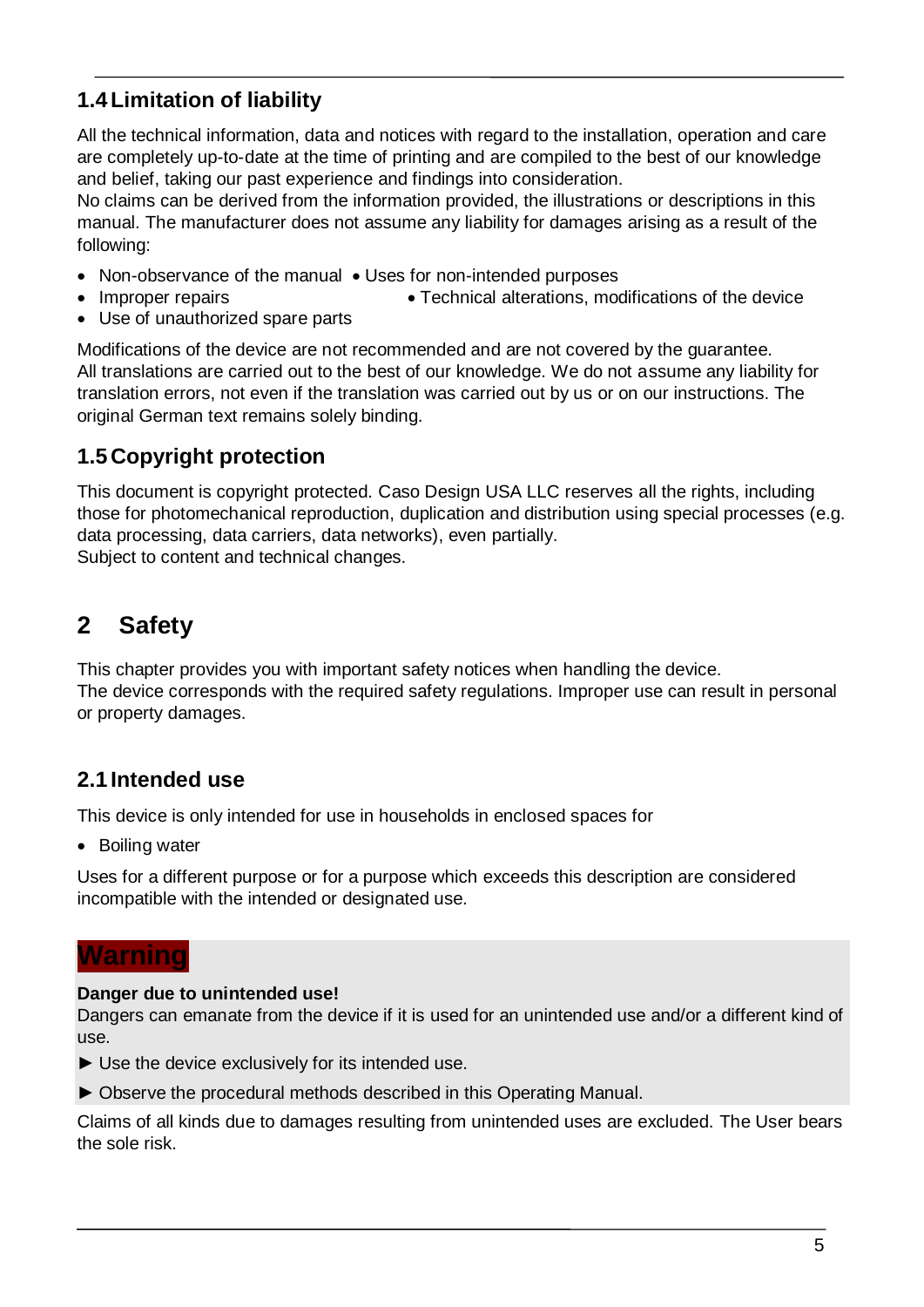## 1.4 Limitation of liability

All the technical information, data and notices with regard to the installation, operation and care are completely up-to-date at the time of printing and are compiled to the best of our knowledge and belief, taking our past experience and findings into consideration.
No claims can be derived from the information provided, the illustrations or descriptions in this manual. The manufacturer does not assume any liability for damages arising as a result of the following:

- Non-observance of the manual
- Uses for non-intended purposes
- Improper repairs
- Technical alterations, modifications of the device
- Use of unauthorized spare parts

Modifications of the device are not recommended and are not covered by the guarantee.
All translations are carried out to the best of our knowledge. We do not assume any liability for translation errors, not even if the translation was carried out by us or on our instructions. The original German text remains solely binding.

## 1.5 Copyright protection

This document is copyright protected. Caso Design USA LLC reserves all the rights, including those for photomechanical reproduction, duplication and distribution using special processes (e.g. data processing, data carriers, data networks), even partially.
Subject to content and technical changes.

# 2 Safety

This chapter provides you with important safety notices when handling the device.
The device corresponds with the required safety regulations. Improper use can result in personal or property damages.

## 2.1 Intended use

This device is only intended for use in households in enclosed spaces for

- Boiling water

Uses for a different purpose or for a purpose which exceeds this description are considered incompatible with the intended or designated use.

**Warning**

**Danger due to unintended use!**
Dangers can emanate from the device if it is used for an unintended use and/or a different kind of use.

► Use the device exclusively for its intended use.

► Observe the procedural methods described in this Operating Manual.

Claims of all kinds due to damages resulting from unintended uses are excluded. The User bears the sole risk.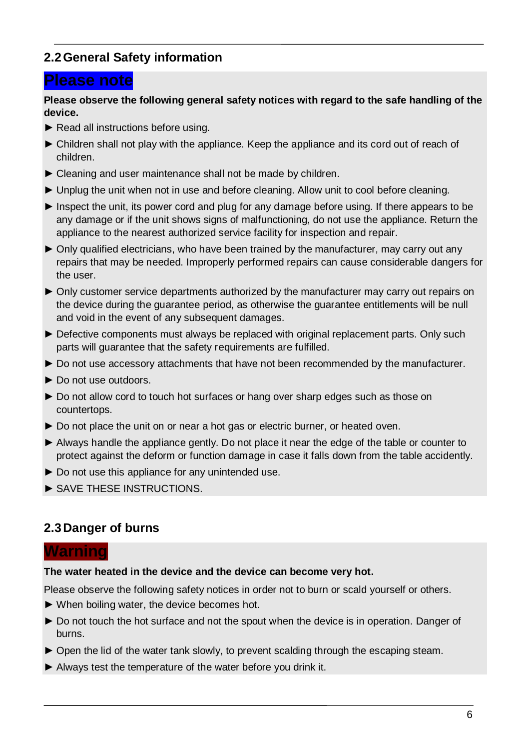## 2.2 General Safety information

**Please note**

**Please observe the following general safety notices with regard to the safe handling of the device.**

- ► Read all instructions before using.
- ► Children shall not play with the appliance. Keep the appliance and its cord out of reach of children.
- ► Cleaning and user maintenance shall not be made by children.
- ► Unplug the unit when not in use and before cleaning. Allow unit to cool before cleaning.
- ► Inspect the unit, its power cord and plug for any damage before using. If there appears to be any damage or if the unit shows signs of malfunctioning, do not use the appliance. Return the appliance to the nearest authorized service facility for inspection and repair.
- ► Only qualified electricians, who have been trained by the manufacturer, may carry out any repairs that may be needed. Improperly performed repairs can cause considerable dangers for the user.
- ► Only customer service departments authorized by the manufacturer may carry out repairs on the device during the guarantee period, as otherwise the guarantee entitlements will be null and void in the event of any subsequent damages.
- ► Defective components must always be replaced with original replacement parts. Only such parts will guarantee that the safety requirements are fulfilled.
- ► Do not use accessory attachments that have not been recommended by the manufacturer.
- ► Do not use outdoors.
- ► Do not allow cord to touch hot surfaces or hang over sharp edges such as those on countertops.
- ► Do not place the unit on or near a hot gas or electric burner, or heated oven.
- ► Always handle the appliance gently. Do not place it near the edge of the table or counter to protect against the deform or function damage in case it falls down from the table accidently.
- ► Do not use this appliance for any unintended use.
- ► SAVE THESE INSTRUCTIONS.

## 2.3 Danger of burns

**Warning**

**The water heated in the device and the device can become very hot.**

Please observe the following safety notices in order not to burn or scald yourself or others.

- ► When boiling water, the device becomes hot.
- ► Do not touch the hot surface and not the spout when the device is in operation. Danger of burns.
- ► Open the lid of the water tank slowly, to prevent scalding through the escaping steam.
- ► Always test the temperature of the water before you drink it.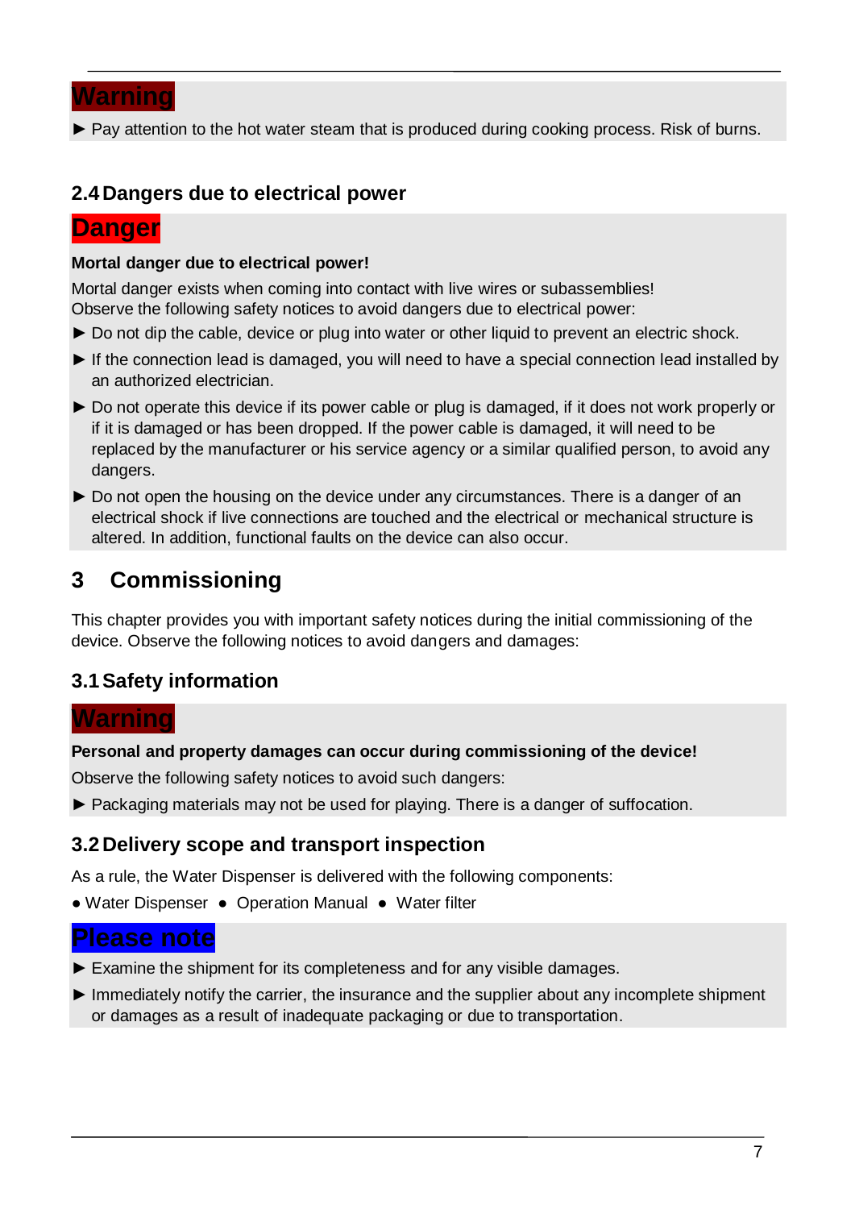**Warning**

► Pay attention to the hot water steam that is produced during cooking process. Risk of burns.

### 2.4 Dangers due to electrical power

**Danger**

**Mortal danger due to electrical power!**

Mortal danger exists when coming into contact with live wires or subassemblies!
Observe the following safety notices to avoid dangers due to electrical power:

► Do not dip the cable, device or plug into water or other liquid to prevent an electric shock.

► If the connection lead is damaged, you will need to have a special connection lead installed by an authorized electrician.

► Do not operate this device if its power cable or plug is damaged, if it does not work properly or if it is damaged or has been dropped. If the power cable is damaged, it will need to be replaced by the manufacturer or his service agency or a similar qualified person, to avoid any dangers.

► Do not open the housing on the device under any circumstances. There is a danger of an electrical shock if live connections are touched and the electrical or mechanical structure is altered. In addition, functional faults on the device can also occur.

## 3 Commissioning

This chapter provides you with important safety notices during the initial commissioning of the device. Observe the following notices to avoid dangers and damages:

### 3.1 Safety information

**Warning**

**Personal and property damages can occur during commissioning of the device!**

Observe the following safety notices to avoid such dangers:

► Packaging materials may not be used for playing. There is a danger of suffocation.

### 3.2 Delivery scope and transport inspection

As a rule, the Water Dispenser is delivered with the following components:

● Water Dispenser ● Operation Manual ● Water filter

**Please note**

► Examine the shipment for its completeness and for any visible damages.

► Immediately notify the carrier, the insurance and the supplier about any incomplete shipment or damages as a result of inadequate packaging or due to transportation.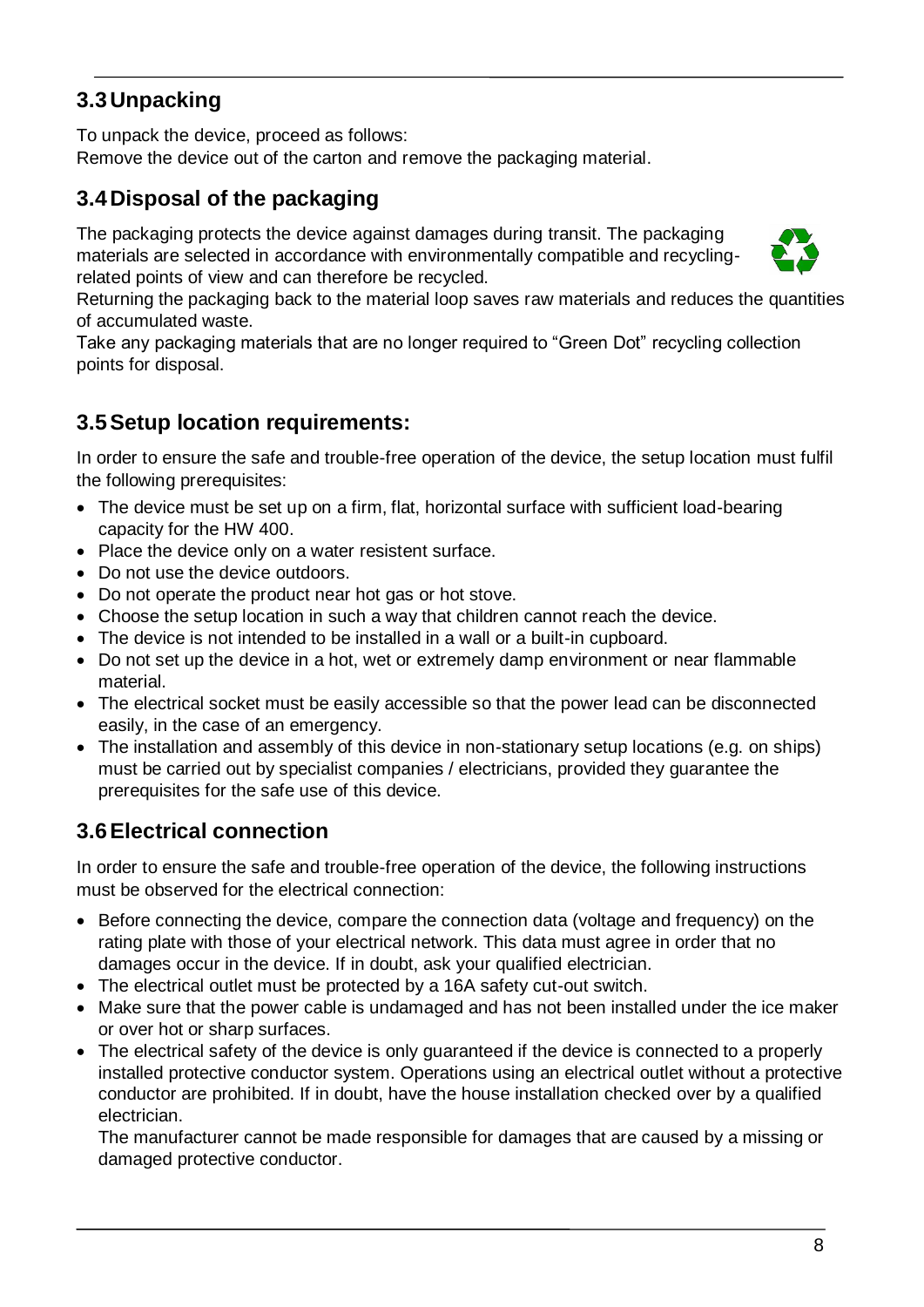## 3.3 Unpacking

To unpack the device, proceed as follows:
Remove the device out of the carton and remove the packaging material.

## 3.4 Disposal of the packaging

The packaging protects the device against damages during transit. The packaging materials are selected in accordance with environmentally compatible and recycling-related points of view and can therefore be recycled.
Returning the packaging back to the material loop saves raw materials and reduces the quantities of accumulated waste.
Take any packaging materials that are no longer required to “Green Dot” recycling collection points for disposal.

## 3.5 Setup location requirements:

In order to ensure the safe and trouble-free operation of the device, the setup location must fulfil the following prerequisites:

- The device must be set up on a firm, flat, horizontal surface with sufficient load-bearing capacity for the HW 400.
- Place the device only on a water resistent surface.
- Do not use the device outdoors.
- Do not operate the product near hot gas or hot stove.
- Choose the setup location in such a way that children cannot reach the device.
- The device is not intended to be installed in a wall or a built-in cupboard.
- Do not set up the device in a hot, wet or extremely damp environment or near flammable material.
- The electrical socket must be easily accessible so that the power lead can be disconnected easily, in the case of an emergency.
- The installation and assembly of this device in non-stationary setup locations (e.g. on ships) must be carried out by specialist companies / electricians, provided they guarantee the prerequisites for the safe use of this device.

## 3.6 Electrical connection

In order to ensure the safe and trouble-free operation of the device, the following instructions must be observed for the electrical connection:

- Before connecting the device, compare the connection data (voltage and frequency) on the rating plate with those of your electrical network. This data must agree in order that no damages occur in the device. If in doubt, ask your qualified electrician.
- The electrical outlet must be protected by a 16A safety cut-out switch.
- Make sure that the power cable is undamaged and has not been installed under the ice maker or over hot or sharp surfaces.
- The electrical safety of the device is only guaranteed if the device is connected to a properly installed protective conductor system. Operations using an electrical outlet without a protective conductor are prohibited. If in doubt, have the house installation checked over by a qualified electrician.
  The manufacturer cannot be made responsible for damages that are caused by a missing or damaged protective conductor.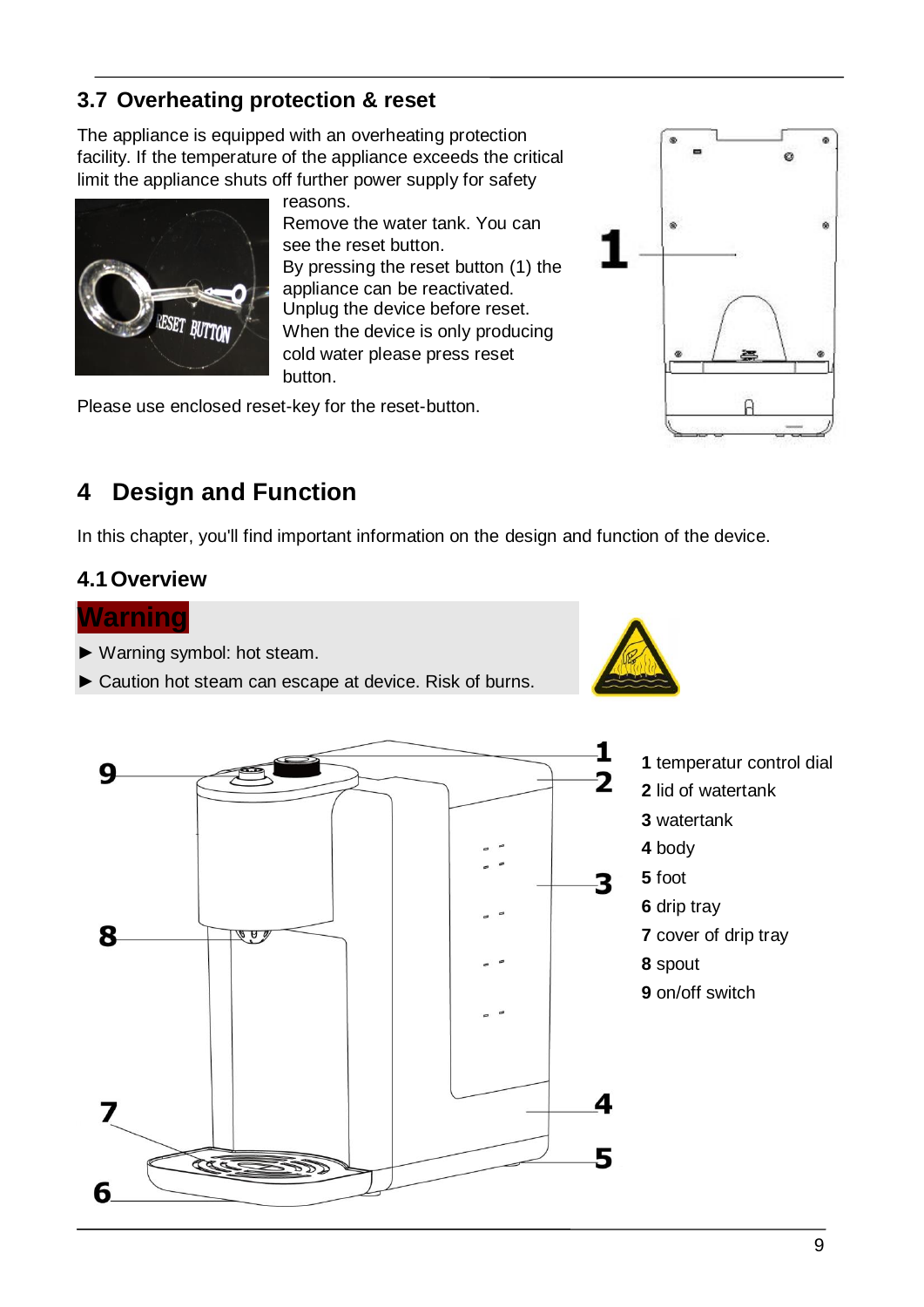## 3.7 Overheating protection & reset

The appliance is equipped with an overheating protection facility. If the temperature of the appliance exceeds the critical limit the appliance shuts off further power supply for safety reasons.

Remove the water tank. You can see the reset button.

By pressing the reset button (1) the appliance can be reactivated.

Unplug the device before reset.

When the device is only producing cold water please press reset button.

Please use enclosed reset-key for the reset-button.

# 4 Design and Function

In this chapter, you'll find important information on the design and function of the device.

## 4.1 Overview

**Warning**

- ► Warning symbol: hot steam.
- ► Caution hot steam can escape at device. Risk of burns.

**1** temperatur control dial
**2** lid of watertank
**3** watertank
**4** body
**5** foot
**6** drip tray
**7** cover of drip tray
**8** spout
**9** on/off switch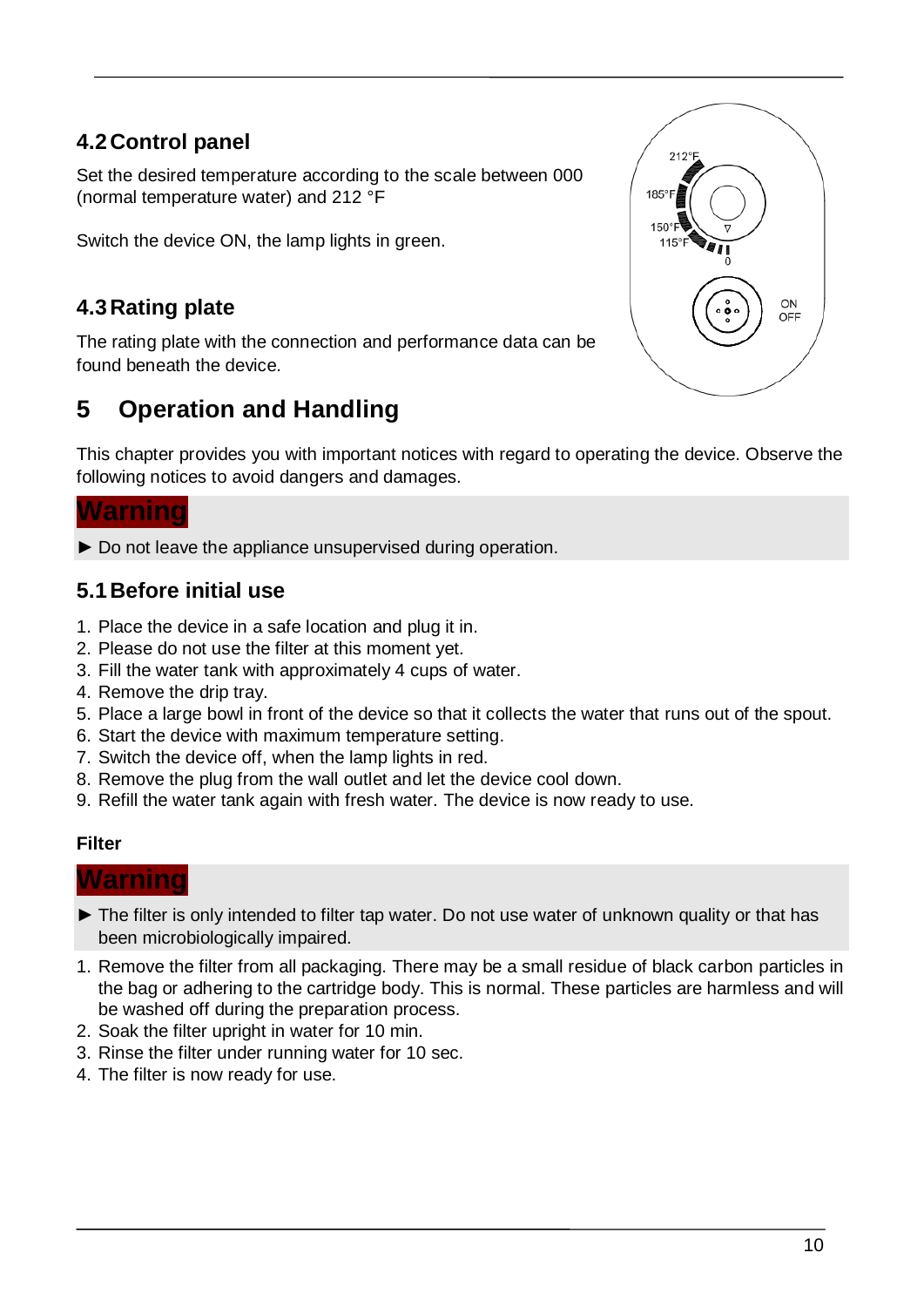## 4.2 Control panel

Set the desired temperature according to the scale between 000 (normal temperature water) and 212 °F

Switch the device ON, the lamp lights in green.

## 4.3 Rating plate

The rating plate with the connection and performance data can be found beneath the device.

# 5 Operation and Handling

This chapter provides you with important notices with regard to operating the device. Observe the following notices to avoid dangers and damages.

**Warning**

► Do not leave the appliance unsupervised during operation.

## 5.1 Before initial use

1. Place the device in a safe location and plug it in.
2. Please do not use the filter at this moment yet.
3. Fill the water tank with approximately 4 cups of water.
4. Remove the drip tray.
5. Place a large bowl in front of the device so that it collects the water that runs out of the spout.
6. Start the device with maximum temperature setting.
7. Switch the device off, when the lamp lights in red.
8. Remove the plug from the wall outlet and let the device cool down.
9. Refill the water tank again with fresh water. The device is now ready to use.

**Filter**

**Warning**

► The filter is only intended to filter tap water. Do not use water of unknown quality or that has been microbiologically impaired.

1. Remove the filter from all packaging. There may be a small residue of black carbon particles in the bag or adhering to the cartridge body. This is normal. These particles are harmless and will be washed off during the preparation process.
2. Soak the filter upright in water for 10 min.
3. Rinse the filter under running water for 10 sec.
4. The filter is now ready for use.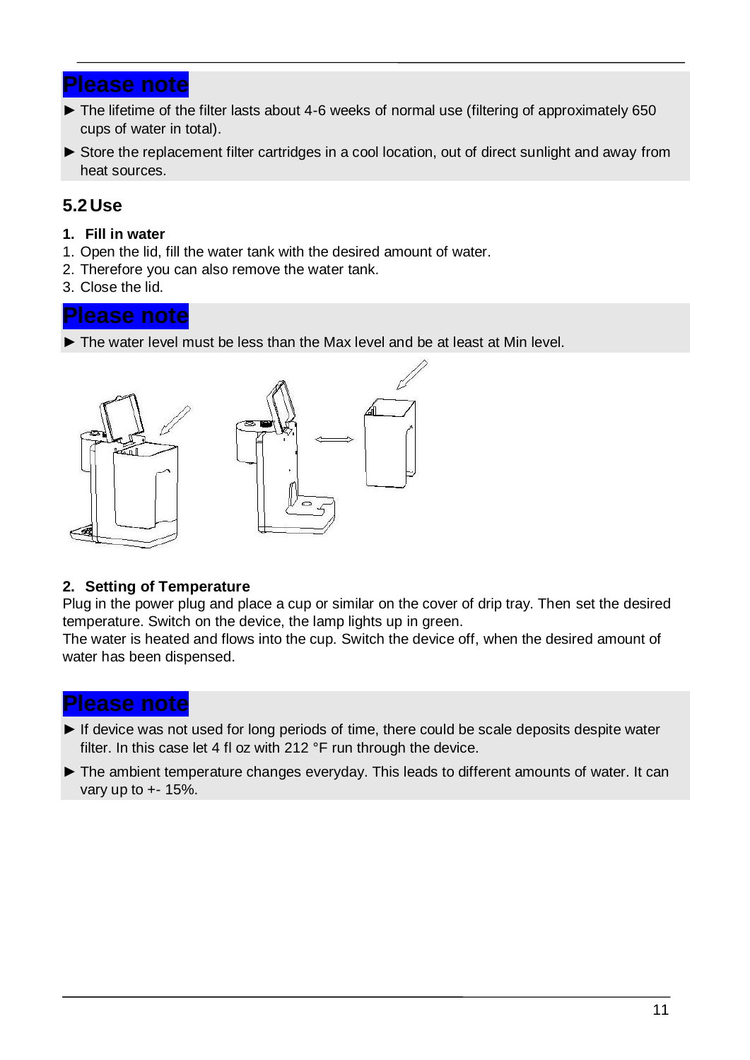**Please note**

► The lifetime of the filter lasts about 4-6 weeks of normal use (filtering of approximately 650 cups of water in total).

► Store the replacement filter cartridges in a cool location, out of direct sunlight and away from heat sources.

## 5.2 Use

**1. Fill in water**

1. Open the lid, fill the water tank with the desired amount of water.
2. Therefore you can also remove the water tank.
3. Close the lid.

**Please note**

► The water level must be less than the Max level and be at least at Min level.

**2. Setting of Temperature**

Plug in the power plug and place a cup or similar on the cover of drip tray. Then set the desired temperature. Switch on the device, the lamp lights up in green.
The water is heated and flows into the cup. Switch the device off, when the desired amount of water has been dispensed.

**Please note**

► If device was not used for long periods of time, there could be scale deposits despite water filter. In this case let 4 fl oz with 212 °F run through the device.

► The ambient temperature changes everyday. This leads to different amounts of water. It can vary up to +- 15%.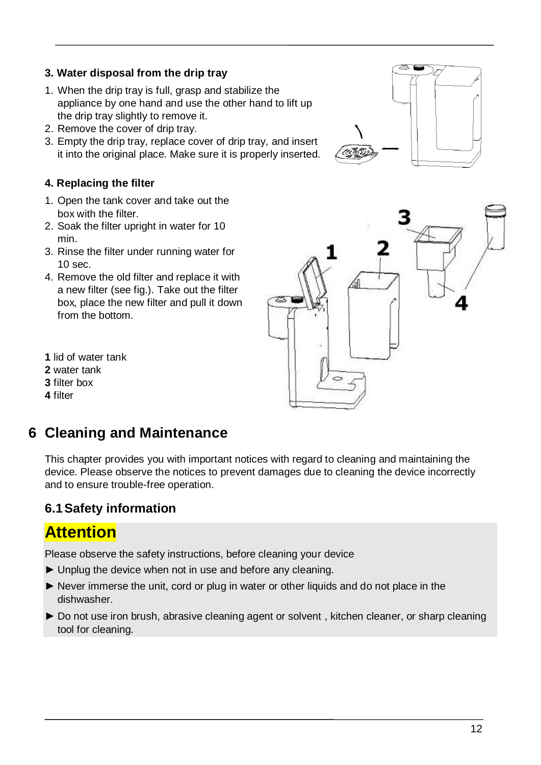### 3. Water disposal from the drip tray

1. When the drip tray is full, grasp and stabilize the appliance by one hand and use the other hand to lift up the drip tray slightly to remove it.
2. Remove the cover of drip tray.
3. Empty the drip tray, replace cover of drip tray, and insert it into the original place. Make sure it is properly inserted.

### 4. Replacing the filter

1. Open the tank cover and take out the box with the filter.
2. Soak the filter upright in water for 10 min.
3. Rinse the filter under running water for 10 sec.
4. Remove the old filter and replace it with a new filter (see fig.). Take out the filter box, place the new filter and pull it down from the bottom.

**1** lid of water tank
**2** water tank
**3** filter box
**4** filter

# 6 Cleaning and Maintenance

This chapter provides you with important notices with regard to cleaning and maintaining the device. Please observe the notices to prevent damages due to cleaning the device incorrectly and to ensure trouble-free operation.

## 6.1 Safety information

**Attention**

Please observe the safety instructions, before cleaning your device

- ► Unplug the device when not in use and before any cleaning.
- ► Never immerse the unit, cord or plug in water or other liquids and do not place in the dishwasher.
- ► Do not use iron brush, abrasive cleaning agent or solvent , kitchen cleaner, or sharp cleaning tool for cleaning.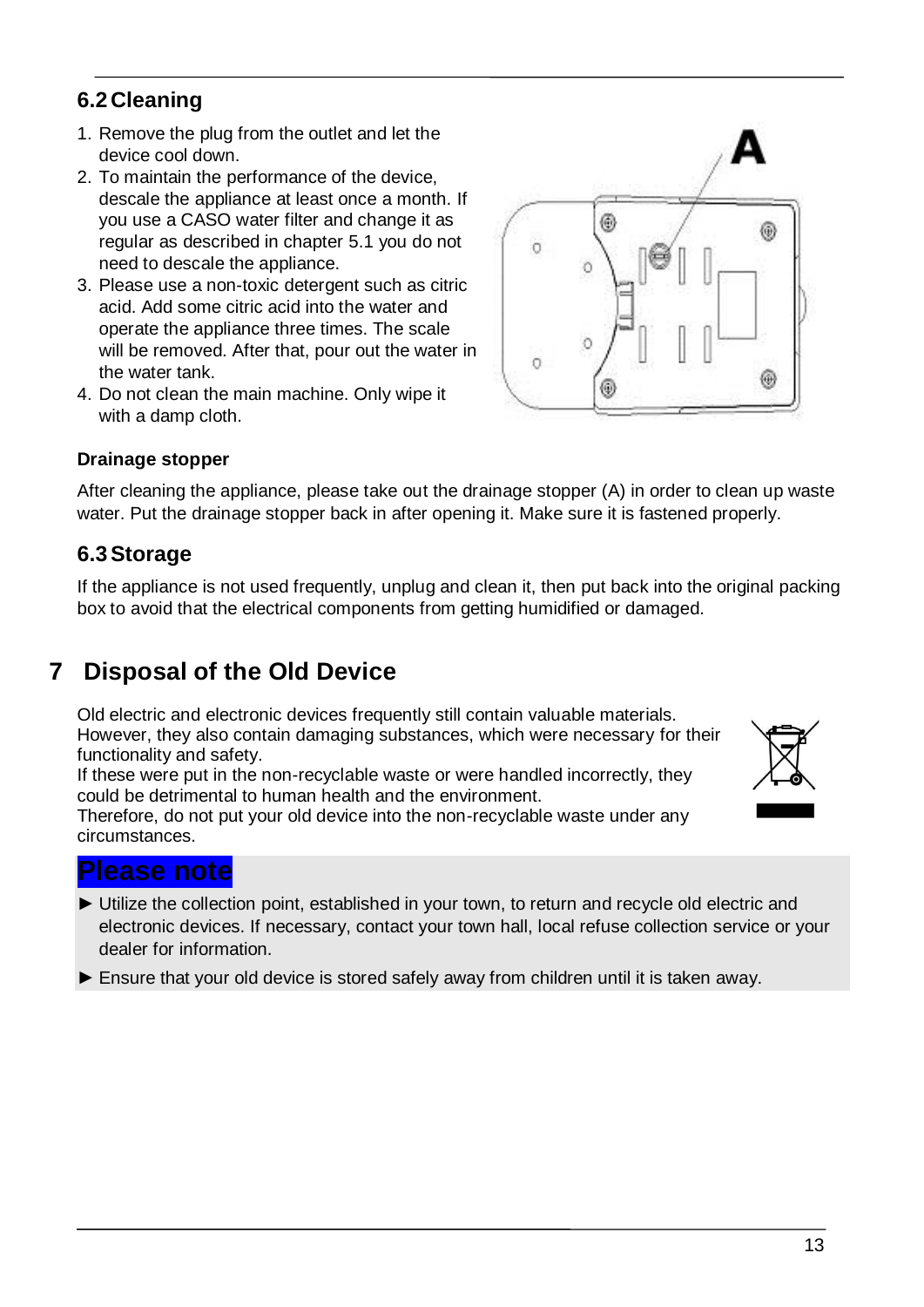## 6.2 Cleaning

1. Remove the plug from the outlet and let the device cool down.
2. To maintain the performance of the device, descale the appliance at least once a month. If you use a CASO water filter and change it as regular as described in chapter 5.1 you do not need to descale the appliance.
3. Please use a non-toxic detergent such as citric acid. Add some citric acid into the water and operate the appliance three times. The scale will be removed. After that, pour out the water in the water tank.
4. Do not clean the main machine. Only wipe it with a damp cloth.

**Drainage stopper**

After cleaning the appliance, please take out the drainage stopper (A) in order to clean up waste water. Put the drainage stopper back in after opening it. Make sure it is fastened properly.

## 6.3 Storage

If the appliance is not used frequently, unplug and clean it, then put back into the original packing box to avoid that the electrical components from getting humidified or damaged.

# 7 Disposal of the Old Device

Old electric and electronic devices frequently still contain valuable materials. However, they also contain damaging substances, which were necessary for their functionality and safety.
If these were put in the non-recyclable waste or were handled incorrectly, they could be detrimental to human health and the environment.
Therefore, do not put your old device into the non-recyclable waste under any circumstances.

**Please note**

► Utilize the collection point, established in your town, to return and recycle old electric and electronic devices. If necessary, contact your town hall, local refuse collection service or your dealer for information.

► Ensure that your old device is stored safely away from children until it is taken away.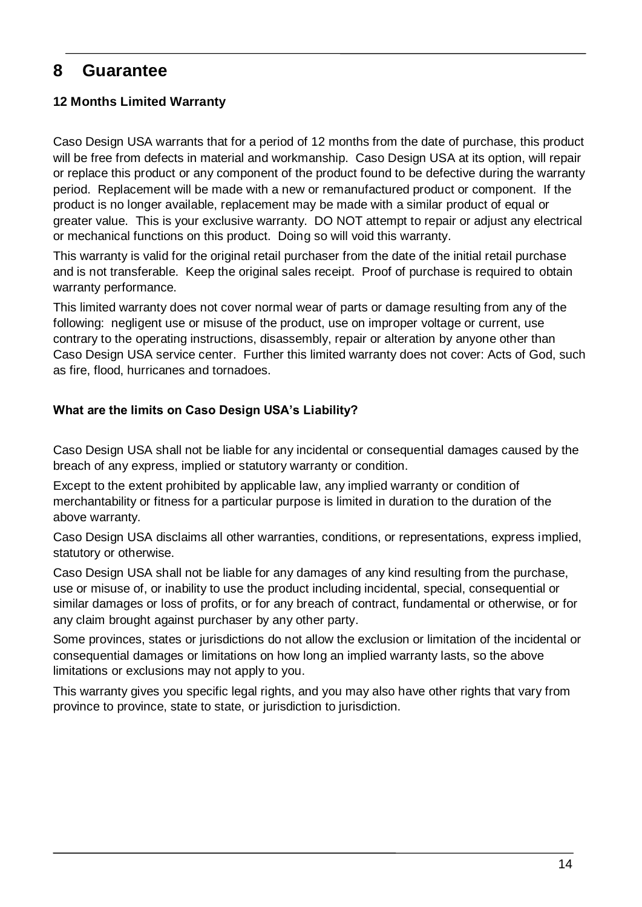# 8 Guarantee

### 12 Months Limited Warranty

Caso Design USA warrants that for a period of 12 months from the date of purchase, this product will be free from defects in material and workmanship. Caso Design USA at its option, will repair or replace this product or any component of the product found to be defective during the warranty period. Replacement will be made with a new or remanufactured product or component. If the product is no longer available, replacement may be made with a similar product of equal or greater value. This is your exclusive warranty. DO NOT attempt to repair or adjust any electrical or mechanical functions on this product. Doing so will void this warranty.

This warranty is valid for the original retail purchaser from the date of the initial retail purchase and is not transferable. Keep the original sales receipt. Proof of purchase is required to obtain warranty performance.

This limited warranty does not cover normal wear of parts or damage resulting from any of the following: negligent use or misuse of the product, use on improper voltage or current, use contrary to the operating instructions, disassembly, repair or alteration by anyone other than Caso Design USA service center. Further this limited warranty does not cover: Acts of God, such as fire, flood, hurricanes and tornadoes.

### What are the limits on Caso Design USA's Liability?

Caso Design USA shall not be liable for any incidental or consequential damages caused by the breach of any express, implied or statutory warranty or condition.

Except to the extent prohibited by applicable law, any implied warranty or condition of merchantability or fitness for a particular purpose is limited in duration to the duration of the above warranty.

Caso Design USA disclaims all other warranties, conditions, or representations, express implied, statutory or otherwise.

Caso Design USA shall not be liable for any damages of any kind resulting from the purchase, use or misuse of, or inability to use the product including incidental, special, consequential or similar damages or loss of profits, or for any breach of contract, fundamental or otherwise, or for any claim brought against purchaser by any other party.

Some provinces, states or jurisdictions do not allow the exclusion or limitation of the incidental or consequential damages or limitations on how long an implied warranty lasts, so the above limitations or exclusions may not apply to you.

This warranty gives you specific legal rights, and you may also have other rights that vary from province to province, state to state, or jurisdiction to jurisdiction.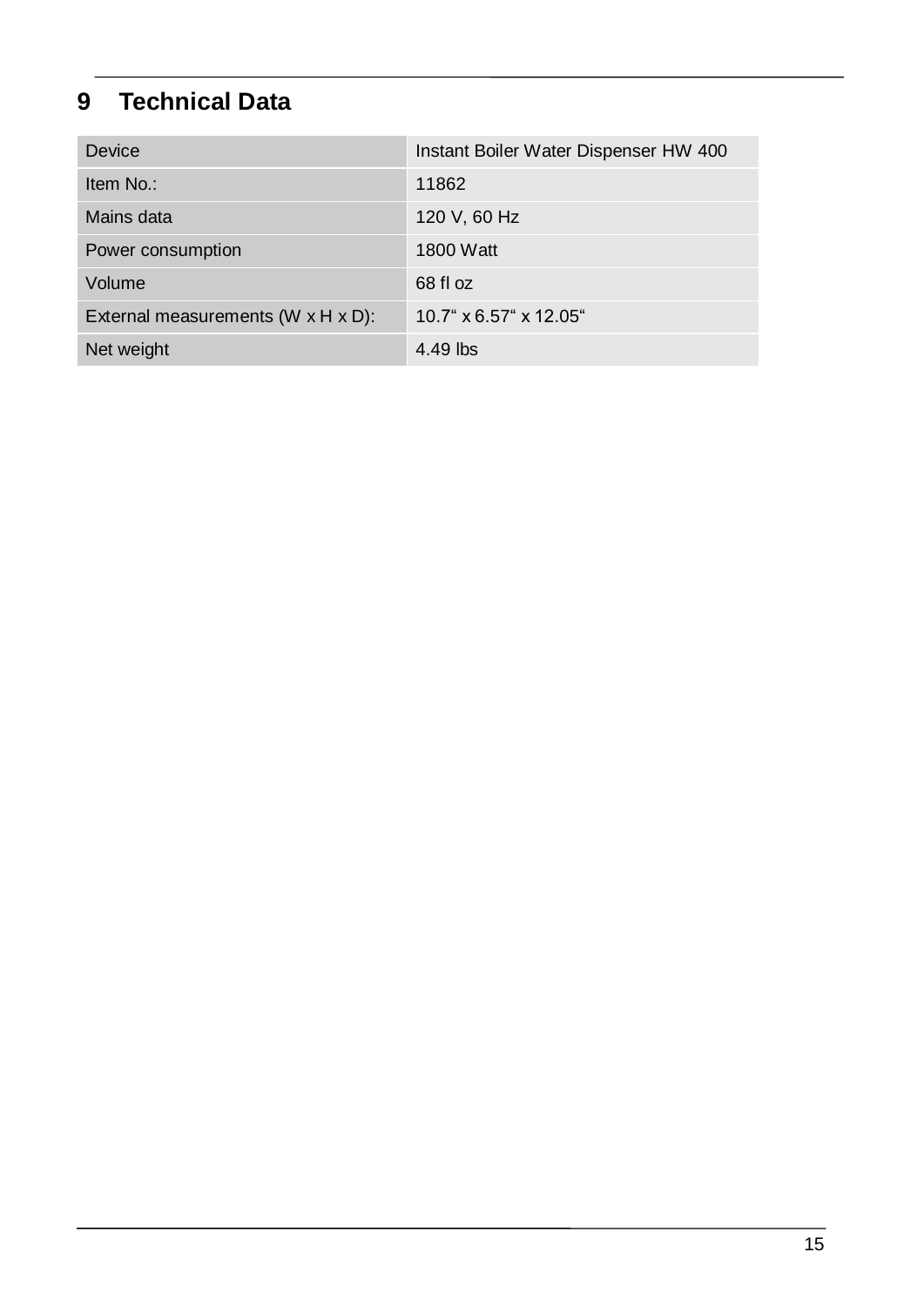# 9 Technical Data

| | |
|---|---|
| Device | Instant Boiler Water Dispenser HW 400 |
| Item No.: | 11862 |
| Mains data | 120 V, 60 Hz |
| Power consumption | 1800 Watt |
| Volume | 68 fl oz |
| External measurements (W x H x D): | 10.7“ x 6.57“ x 12.05“ |
| Net weight | 4.49 lbs |